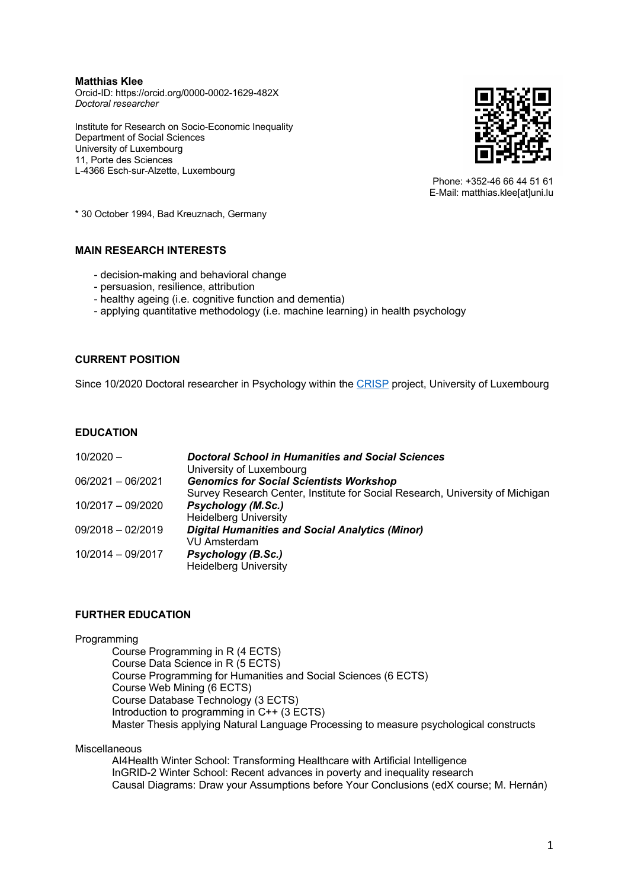**Matthias Klee**
Orcid-ID: https://orcid.org/0000-0002-1629-482X
*Doctoral researcher*

Institute for Research on Socio-Economic Inequality
Department of Social Sciences
University of Luxembourg
11, Porte des Sciences
L-4366 Esch-sur-Alzette, Luxembourg

Phone: +352-46 66 44 51 61
E-Mail: matthias.klee[at]uni.lu

* 30 October 1994, Bad Kreuznach, Germany

## MAIN RESEARCH INTERESTS

- decision-making and behavioral change
- persuasion, resilience, attribution
- healthy ageing (i.e. cognitive function and dementia)
- applying quantitative methodology (i.e. machine learning) in health psychology

## CURRENT POSITION

Since 10/2020 Doctoral researcher in Psychology within the CRISP project, University of Luxembourg

## EDUCATION

| | |
|---|---|
| 10/2020 – | ***Doctoral School in Humanities and Social Sciences***<br>University of Luxembourg |
| 06/2021 – 06/2021 | ***Genomics for Social Scientists Workshop***<br>Survey Research Center, Institute for Social Research, University of Michigan |
| 10/2017 – 09/2020 | ***Psychology (M.Sc.)***<br>Heidelberg University |
| 09/2018 – 02/2019 | ***Digital Humanities and Social Analytics (Minor)***<br>VU Amsterdam |
| 10/2014 – 09/2017 | ***Psychology (B.Sc.)***<br>Heidelberg University |

## FURTHER EDUCATION

Programming

- Course Programming in R (4 ECTS)
- Course Data Science in R (5 ECTS)
- Course Programming for Humanities and Social Sciences (6 ECTS)
- Course Web Mining (6 ECTS)
- Course Database Technology (3 ECTS)
- Introduction to programming in C++ (3 ECTS)
- Master Thesis applying Natural Language Processing to measure psychological constructs

Miscellaneous

- AI4Health Winter School: Transforming Healthcare with Artificial Intelligence
- InGRID-2 Winter School: Recent advances in poverty and inequality research
- Causal Diagrams: Draw your Assumptions before Your Conclusions (edX course; M. Hernán)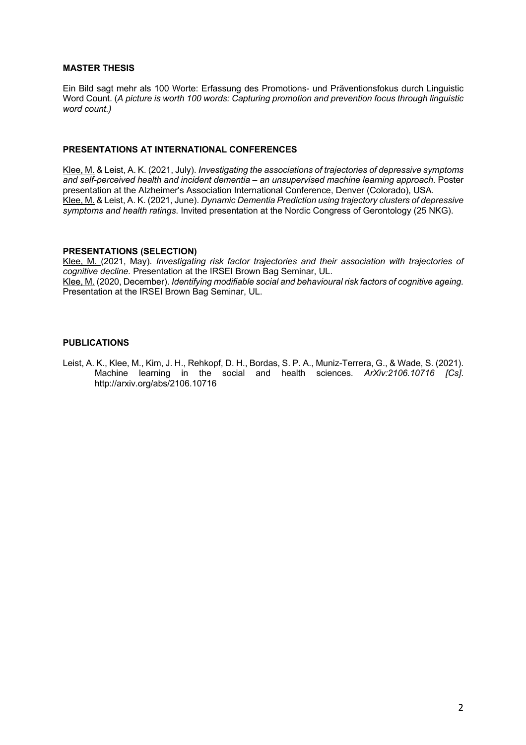**MASTER THESIS**

Ein Bild sagt mehr als 100 Worte: Erfassung des Promotions- und Präventionsfokus durch Linguistic Word Count. (*A picture is worth 100 words: Capturing promotion and prevention focus through linguistic word count.)*

**PRESENTATIONS AT INTERNATIONAL CONFERENCES**

<u>Klee, M.</u> & Leist, A. K. (2021, July). *Investigating the associations of trajectories of depressive symptoms and self-perceived health and incident dementia – an unsupervised machine learning approach.* Poster presentation at the Alzheimer's Association International Conference, Denver (Colorado), USA.
<u>Klee, M.</u> & Leist, A. K. (2021, June). *Dynamic Dementia Prediction using trajectory clusters of depressive symptoms and health ratings.* Invited presentation at the Nordic Congress of Gerontology (25 NKG).

**PRESENTATIONS (SELECTION)**

<u>Klee, M.</u> (2021, May). *Investigating risk factor trajectories and their association with trajectories of cognitive decline.* Presentation at the IRSEI Brown Bag Seminar, UL.
<u>Klee, M.</u> (2020, December). *Identifying modifiable social and behavioural risk factors of cognitive ageing.* Presentation at the IRSEI Brown Bag Seminar, UL.

**PUBLICATIONS**

Leist, A. K., Klee, M., Kim, J. H., Rehkopf, D. H., Bordas, S. P. A., Muniz-Terrera, G., & Wade, S. (2021). Machine learning in the social and health sciences. *ArXiv:2106.10716 [Cs]*. http://arxiv.org/abs/2106.10716